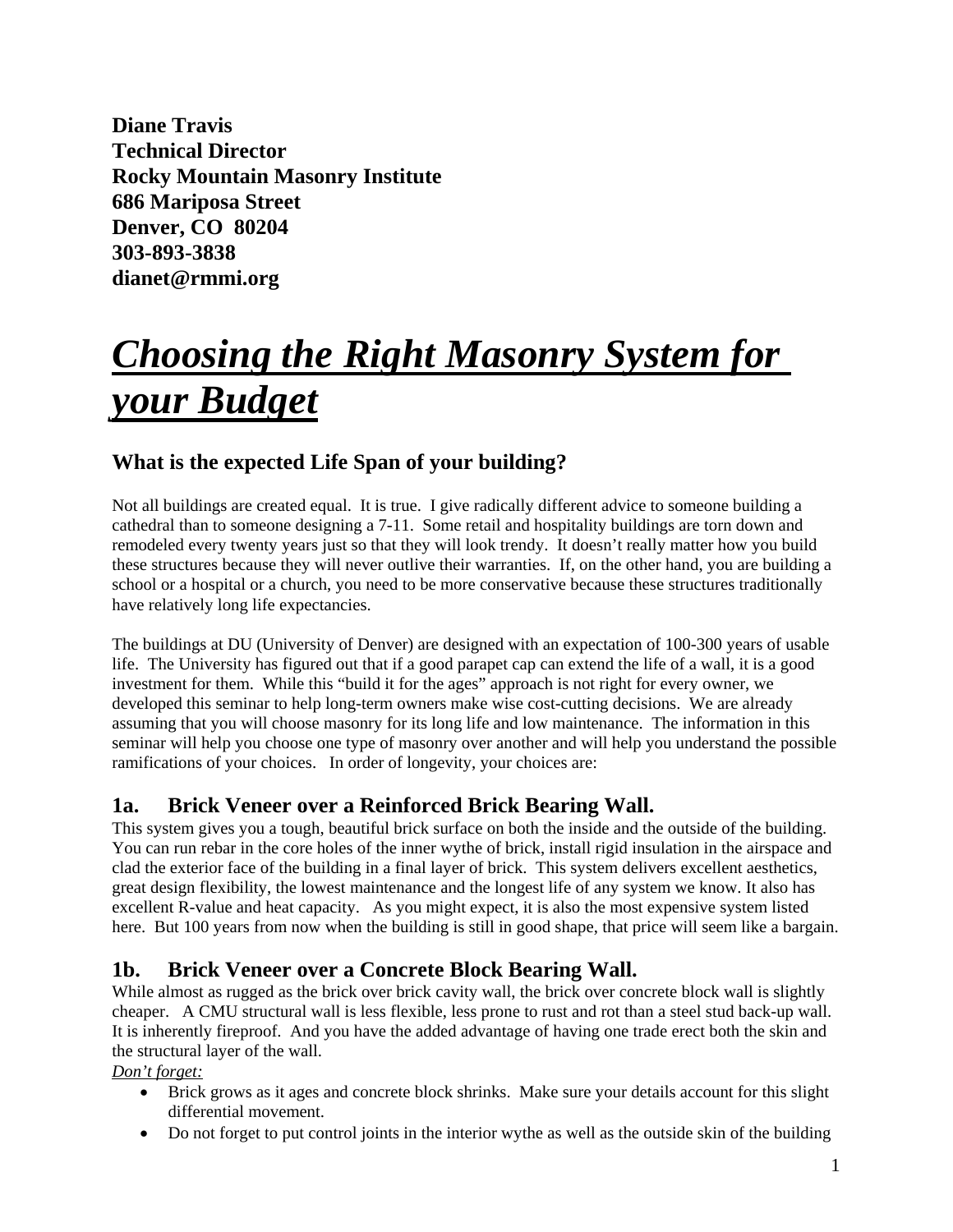**Diane Travis**
**Technical Director**
**Rocky Mountain Masonry Institute**
**686 Mariposa Street**
**Denver, CO 80204**
**303-893-3838**
**dianet@rmmi.org**

# ***Choosing the Right Masonry System for your Budget***

## What is the expected Life Span of your building?

Not all buildings are created equal. It is true. I give radically different advice to someone building a cathedral than to someone designing a 7-11. Some retail and hospitality buildings are torn down and remodeled every twenty years just so that they will look trendy. It doesn't really matter how you build these structures because they will never outlive their warranties. If, on the other hand, you are building a school or a hospital or a church, you need to be more conservative because these structures traditionally have relatively long life expectancies.

The buildings at DU (University of Denver) are designed with an expectation of 100-300 years of usable life. The University has figured out that if a good parapet cap can extend the life of a wall, it is a good investment for them. While this "build it for the ages" approach is not right for every owner, we developed this seminar to help long-term owners make wise cost-cutting decisions. We are already assuming that you will choose masonry for its long life and low maintenance. The information in this seminar will help you choose one type of masonry over another and will help you understand the possible ramifications of your choices. In order of longevity, your choices are:

### 1a. Brick Veneer over a Reinforced Brick Bearing Wall.

This system gives you a tough, beautiful brick surface on both the inside and the outside of the building. You can run rebar in the core holes of the inner wythe of brick, install rigid insulation in the airspace and clad the exterior face of the building in a final layer of brick. This system delivers excellent aesthetics, great design flexibility, the lowest maintenance and the longest life of any system we know. It also has excellent R-value and heat capacity. As you might expect, it is also the most expensive system listed here. But 100 years from now when the building is still in good shape, that price will seem like a bargain.

### 1b. Brick Veneer over a Concrete Block Bearing Wall.

While almost as rugged as the brick over brick cavity wall, the brick over concrete block wall is slightly cheaper. A CMU structural wall is less flexible, less prone to rust and rot than a steel stud back-up wall. It is inherently fireproof. And you have the added advantage of having one trade erect both the skin and the structural layer of the wall.

*Don't forget:*

- Brick grows as it ages and concrete block shrinks. Make sure your details account for this slight differential movement.
- Do not forget to put control joints in the interior wythe as well as the outside skin of the building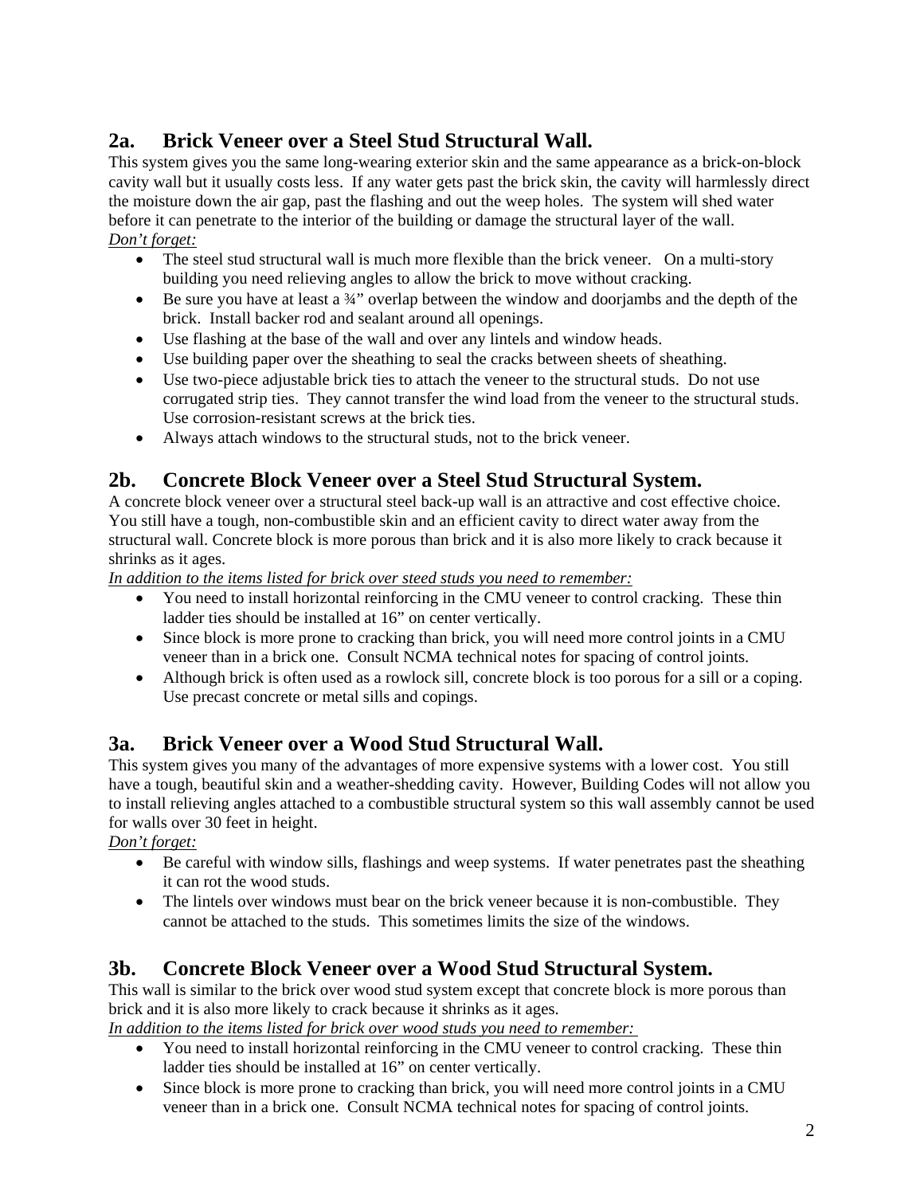## 2a. Brick Veneer over a Steel Stud Structural Wall.

This system gives you the same long-wearing exterior skin and the same appearance as a brick-on-block cavity wall but it usually costs less. If any water gets past the brick skin, the cavity will harmlessly direct the moisture down the air gap, past the flashing and out the weep holes. The system will shed water before it can penetrate to the interior of the building or damage the structural layer of the wall.

*Don't forget:*

- The steel stud structural wall is much more flexible than the brick veneer. On a multi-story building you need relieving angles to allow the brick to move without cracking.
- Be sure you have at least a ¾" overlap between the window and doorjambs and the depth of the brick. Install backer rod and sealant around all openings.
- Use flashing at the base of the wall and over any lintels and window heads.
- Use building paper over the sheathing to seal the cracks between sheets of sheathing.
- Use two-piece adjustable brick ties to attach the veneer to the structural studs. Do not use corrugated strip ties. They cannot transfer the wind load from the veneer to the structural studs. Use corrosion-resistant screws at the brick ties.
- Always attach windows to the structural studs, not to the brick veneer.

## 2b. Concrete Block Veneer over a Steel Stud Structural System.

A concrete block veneer over a structural steel back-up wall is an attractive and cost effective choice. You still have a tough, non-combustible skin and an efficient cavity to direct water away from the structural wall. Concrete block is more porous than brick and it is also more likely to crack because it shrinks as it ages.

*In addition to the items listed for brick over steed studs you need to remember:*

- You need to install horizontal reinforcing in the CMU veneer to control cracking. These thin ladder ties should be installed at 16" on center vertically.
- Since block is more prone to cracking than brick, you will need more control joints in a CMU veneer than in a brick one. Consult NCMA technical notes for spacing of control joints.
- Although brick is often used as a rowlock sill, concrete block is too porous for a sill or a coping. Use precast concrete or metal sills and copings.

## 3a. Brick Veneer over a Wood Stud Structural Wall.

This system gives you many of the advantages of more expensive systems with a lower cost. You still have a tough, beautiful skin and a weather-shedding cavity. However, Building Codes will not allow you to install relieving angles attached to a combustible structural system so this wall assembly cannot be used for walls over 30 feet in height.

*Don't forget:*

- Be careful with window sills, flashings and weep systems. If water penetrates past the sheathing it can rot the wood studs.
- The lintels over windows must bear on the brick veneer because it is non-combustible. They cannot be attached to the studs. This sometimes limits the size of the windows.

## 3b. Concrete Block Veneer over a Wood Stud Structural System.

This wall is similar to the brick over wood stud system except that concrete block is more porous than brick and it is also more likely to crack because it shrinks as it ages.

*In addition to the items listed for brick over wood studs you need to remember:*

- You need to install horizontal reinforcing in the CMU veneer to control cracking. These thin ladder ties should be installed at 16" on center vertically.
- Since block is more prone to cracking than brick, you will need more control joints in a CMU veneer than in a brick one. Consult NCMA technical notes for spacing of control joints.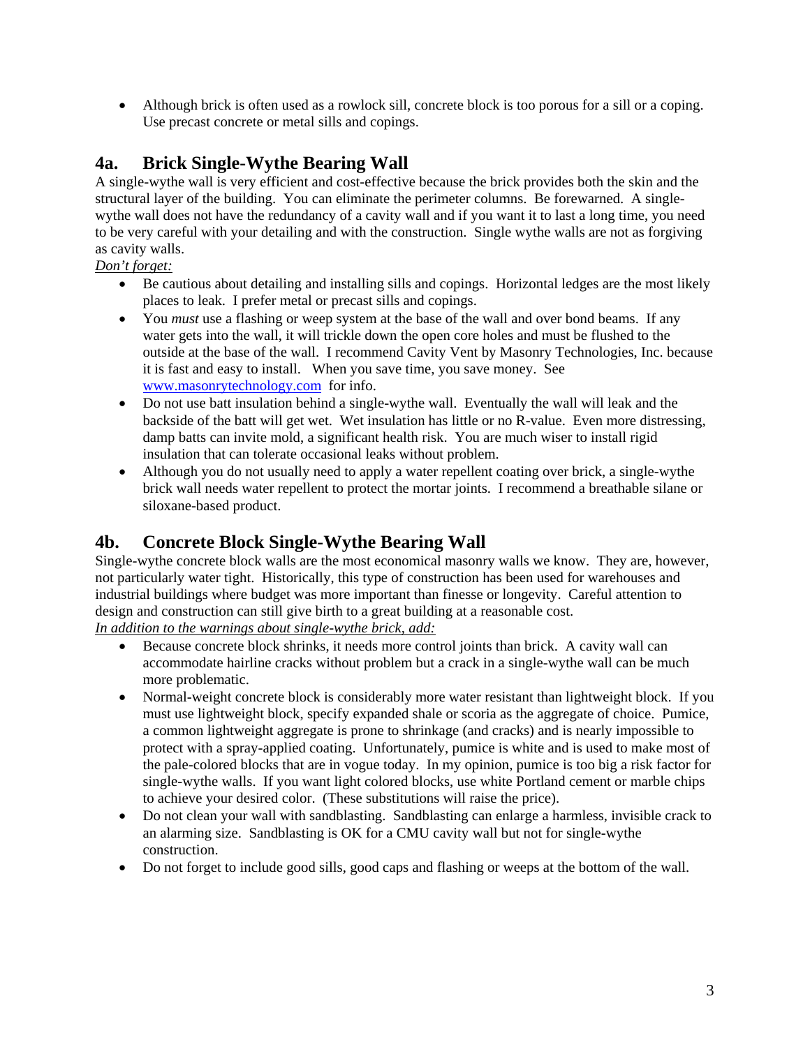- Although brick is often used as a rowlock sill, concrete block is too porous for a sill or a coping. Use precast concrete or metal sills and copings.

## 4a. Brick Single-Wythe Bearing Wall

A single-wythe wall is very efficient and cost-effective because the brick provides both the skin and the structural layer of the building. You can eliminate the perimeter columns. Be forewarned. A single-wythe wall does not have the redundancy of a cavity wall and if you want it to last a long time, you need to be very careful with your detailing and with the construction. Single wythe walls are not as forgiving as cavity walls.

*Don't forget:*

- Be cautious about detailing and installing sills and copings. Horizontal ledges are the most likely places to leak. I prefer metal or precast sills and copings.
- You *must* use a flashing or weep system at the base of the wall and over bond beams. If any water gets into the wall, it will trickle down the open core holes and must be flushed to the outside at the base of the wall. I recommend Cavity Vent by Masonry Technologies, Inc. because it is fast and easy to install. When you save time, you save money. See www.masonrytechnology.com for info.
- Do not use batt insulation behind a single-wythe wall. Eventually the wall will leak and the backside of the batt will get wet. Wet insulation has little or no R-value. Even more distressing, damp batts can invite mold, a significant health risk. You are much wiser to install rigid insulation that can tolerate occasional leaks without problem.
- Although you do not usually need to apply a water repellent coating over brick, a single-wythe brick wall needs water repellent to protect the mortar joints. I recommend a breathable silane or siloxane-based product.

## 4b. Concrete Block Single-Wythe Bearing Wall

Single-wythe concrete block walls are the most economical masonry walls we know. They are, however, not particularly water tight. Historically, this type of construction has been used for warehouses and industrial buildings where budget was more important than finesse or longevity. Careful attention to design and construction can still give birth to a great building at a reasonable cost.

*In addition to the warnings about single-wythe brick, add:*

- Because concrete block shrinks, it needs more control joints than brick. A cavity wall can accommodate hairline cracks without problem but a crack in a single-wythe wall can be much more problematic.
- Normal-weight concrete block is considerably more water resistant than lightweight block. If you must use lightweight block, specify expanded shale or scoria as the aggregate of choice. Pumice, a common lightweight aggregate is prone to shrinkage (and cracks) and is nearly impossible to protect with a spray-applied coating. Unfortunately, pumice is white and is used to make most of the pale-colored blocks that are in vogue today. In my opinion, pumice is too big a risk factor for single-wythe walls. If you want light colored blocks, use white Portland cement or marble chips to achieve your desired color. (These substitutions will raise the price).
- Do not clean your wall with sandblasting. Sandblasting can enlarge a harmless, invisible crack to an alarming size. Sandblasting is OK for a CMU cavity wall but not for single-wythe construction.
- Do not forget to include good sills, good caps and flashing or weeps at the bottom of the wall.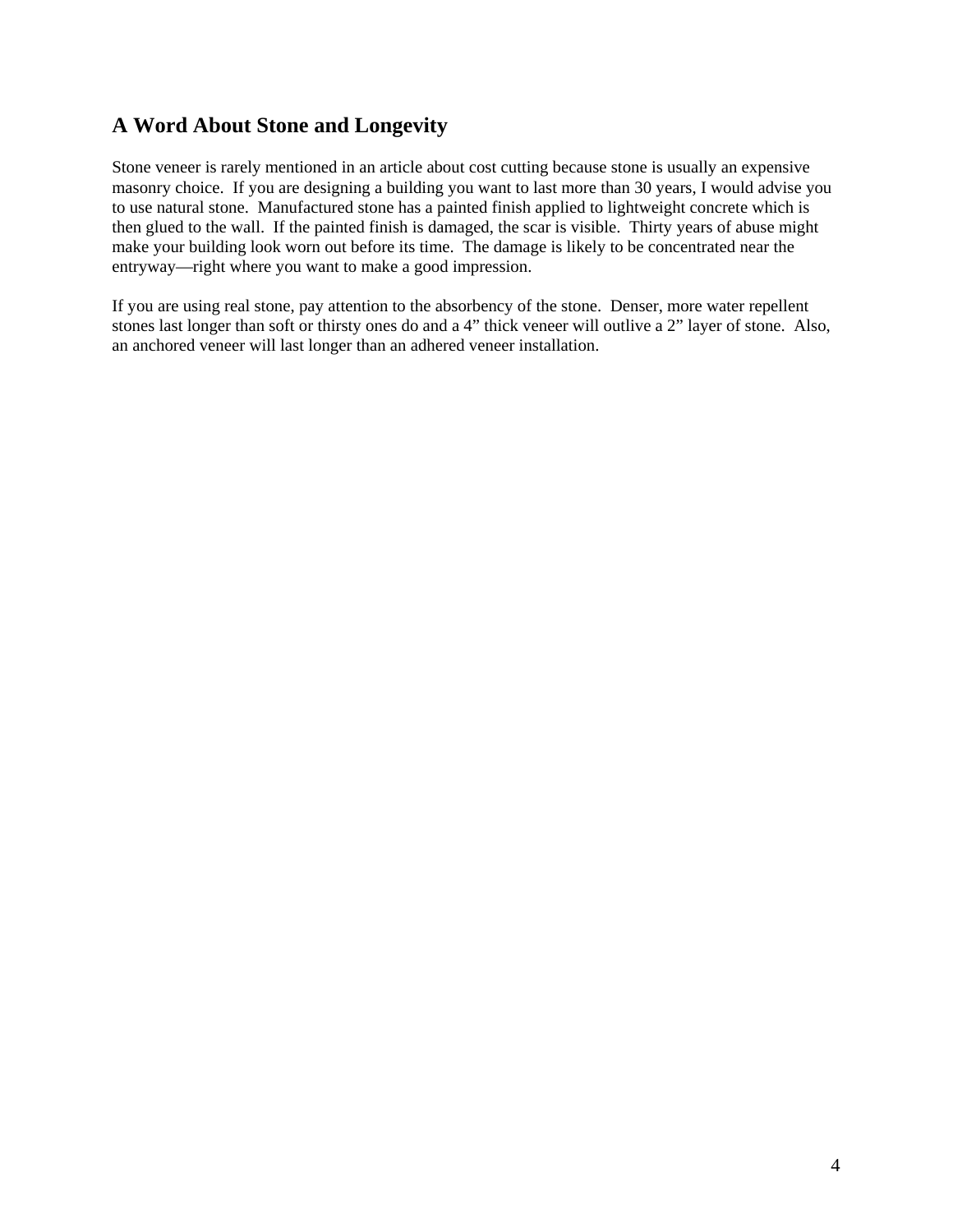## A Word About Stone and Longevity

Stone veneer is rarely mentioned in an article about cost cutting because stone is usually an expensive masonry choice. If you are designing a building you want to last more than 30 years, I would advise you to use natural stone. Manufactured stone has a painted finish applied to lightweight concrete which is then glued to the wall. If the painted finish is damaged, the scar is visible. Thirty years of abuse might make your building look worn out before its time. The damage is likely to be concentrated near the entryway—right where you want to make a good impression.

If you are using real stone, pay attention to the absorbency of the stone. Denser, more water repellent stones last longer than soft or thirsty ones do and a 4" thick veneer will outlive a 2" layer of stone. Also, an anchored veneer will last longer than an adhered veneer installation.